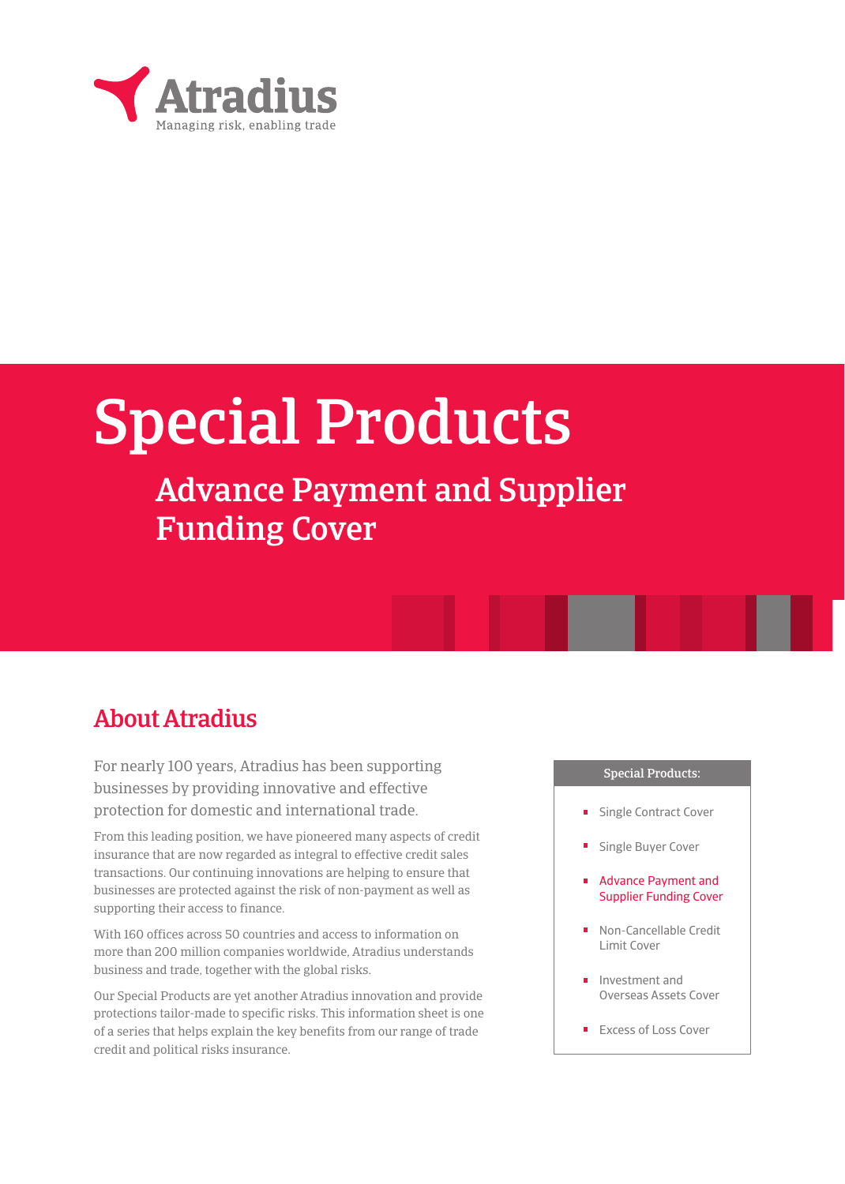Atradius

Managing risk, enabling trade

# Special Products

## Advance Payment and Supplier Funding Cover

## About Atradius

For nearly 100 years, Atradius has been supporting businesses by providing innovative and effective protection for domestic and international trade.

From this leading position, we have pioneered many aspects of credit insurance that are now regarded as integral to effective credit sales transactions. Our continuing innovations are helping to ensure that businesses are protected against the risk of non-payment as well as supporting their access to finance.

With 160 offices across 50 countries and access to information on more than 200 million companies worldwide, Atradius understands business and trade, together with the global risks.

Our Special Products are yet another Atradius innovation and provide protections tailor-made to specific risks. This information sheet is one of a series that helps explain the key benefits from our range of trade credit and political risks insurance.

**Special Products:**

- Single Contract Cover
- Single Buyer Cover
- Advance Payment and Supplier Funding Cover
- Non-Cancellable Credit Limit Cover
- Investment and Overseas Assets Cover
- Excess of Loss Cover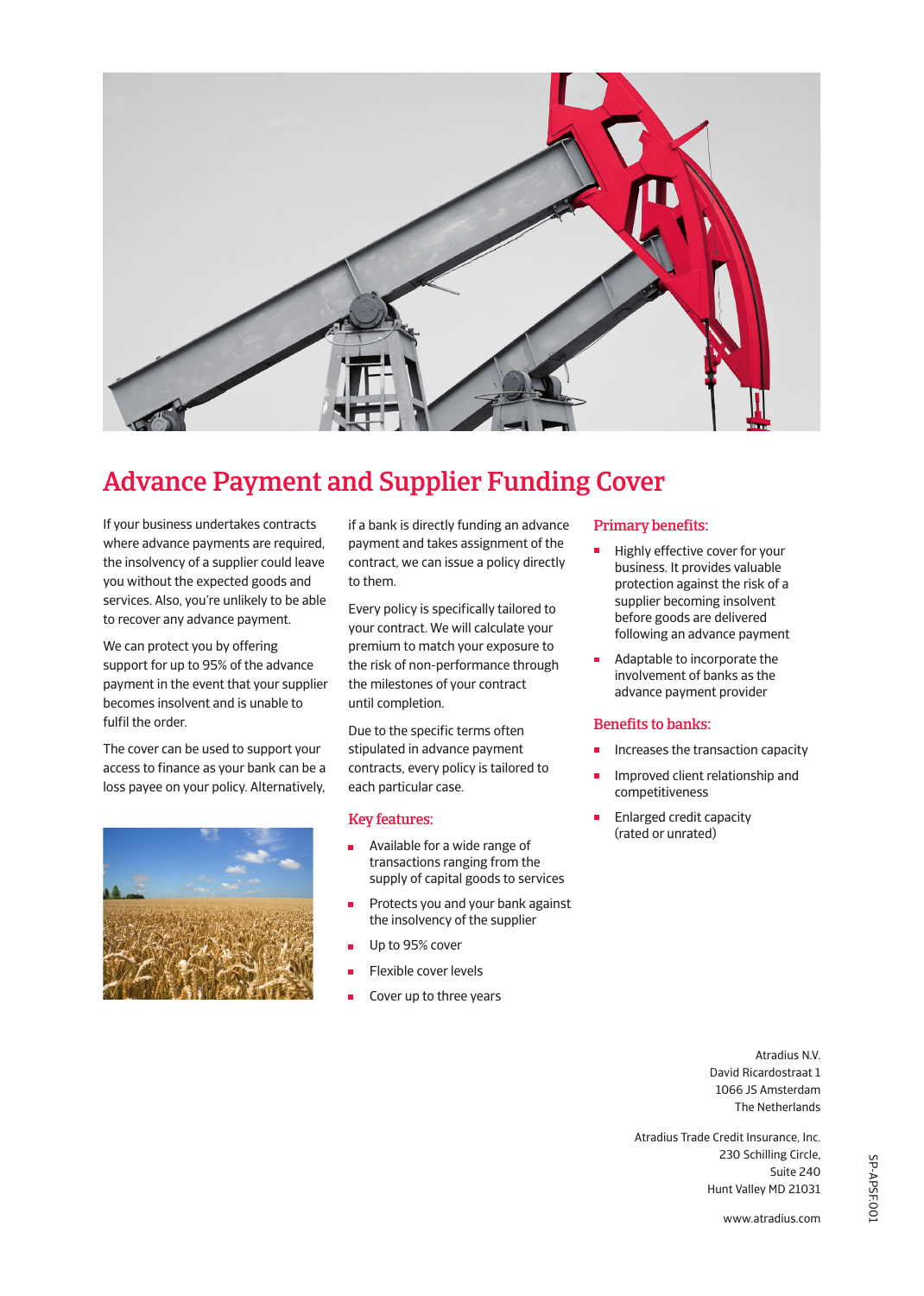# Advance Payment and Supplier Funding Cover

If your business undertakes contracts where advance payments are required, the insolvency of a supplier could leave you without the expected goods and services. Also, you're unlikely to be able to recover any advance payment.

We can protect you by offering support for up to 95% of the advance payment in the event that your supplier becomes insolvent and is unable to fulfil the order.

The cover can be used to support your access to finance as your bank can be a loss payee on your policy. Alternatively, if a bank is directly funding an advance payment and takes assignment of the contract, we can issue a policy directly to them.

Every policy is specifically tailored to your contract. We will calculate your premium to match your exposure to the risk of non-performance through the milestones of your contract until completion.

Due to the specific terms often stipulated in advance payment contracts, every policy is tailored to each particular case.

## Key features:

- Available for a wide range of transactions ranging from the supply of capital goods to services
- Protects you and your bank against the insolvency of the supplier
- Up to 95% cover
- Flexible cover levels
- Cover up to three years

## Primary benefits:

- Highly effective cover for your business. It provides valuable protection against the risk of a supplier becoming insolvent before goods are delivered following an advance payment
- Adaptable to incorporate the involvement of banks as the advance payment provider

## Benefits to banks:

- Increases the transaction capacity
- Improved client relationship and competitiveness
- Enlarged credit capacity (rated or unrated)

Atradius N.V.
David Ricardostraat 1
1066 JS Amsterdam
The Netherlands

Atradius Trade Credit Insurance, Inc.
230 Schilling Circle,
Suite 240
Hunt Valley MD 21031

www.atradius.com

SP-APSF.001